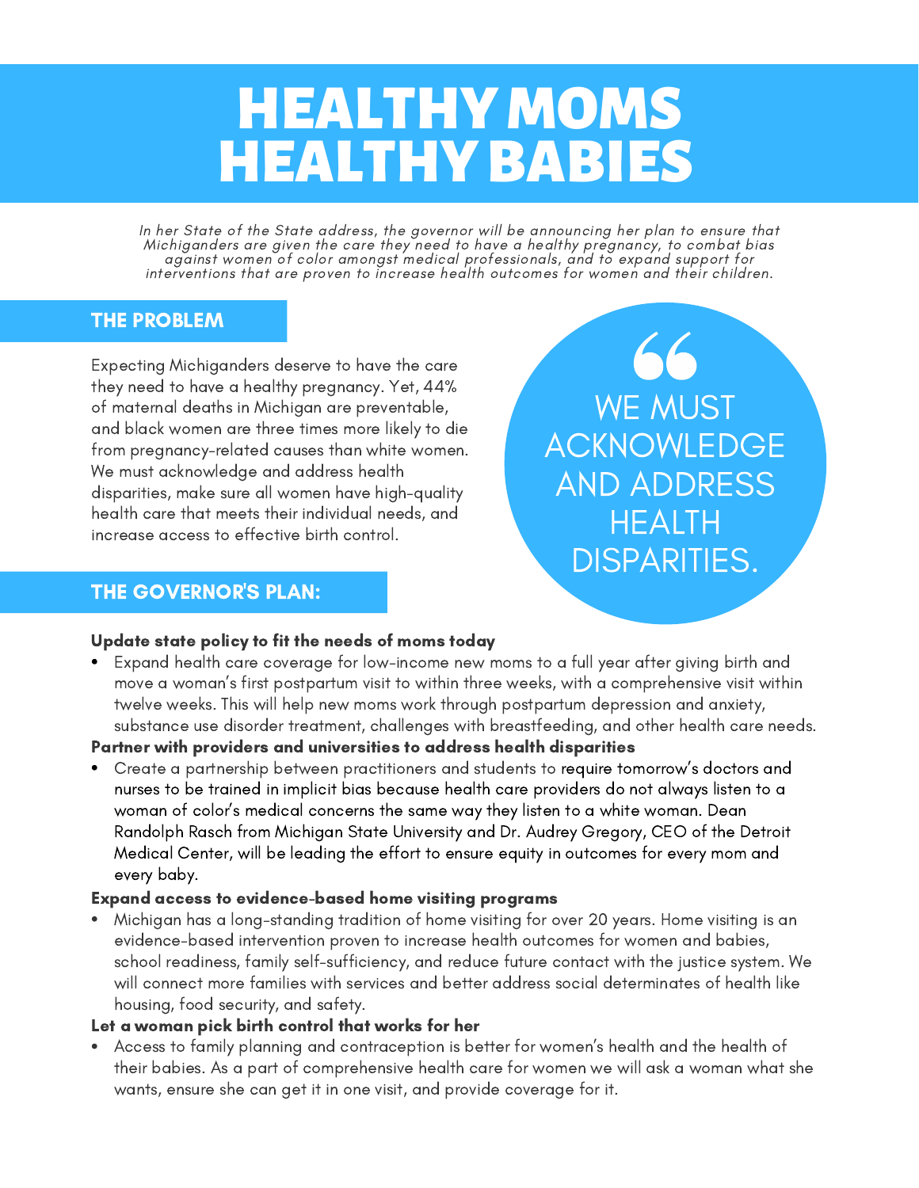# HEALTHY MOMS HEALTHY BABIES

*In her State of the State address, the governor will be announcing her plan to ensure that Michiganders are given the care they need to have a healthy pregnancy, to combat bias against women of color amongst medical professionals, and to expand support for interventions that are proven to increase health outcomes for women and their children.*

## THE PROBLEM

Expecting Michiganders deserve to have the care they need to have a healthy pregnancy. Yet, 44% of maternal deaths in Michigan are preventable, and black women are three times more likely to die from pregnancy-related causes than white women. We must acknowledge and address health disparities, make sure all women have high-quality health care that meets their individual needs, and increase access to effective birth control.

> “WE MUST ACKNOWLEDGE AND ADDRESS HEALTH DISPARITIES.

## THE GOVERNOR'S PLAN:

**Update state policy to fit the needs of moms today**

- Expand health care coverage for low-income new moms to a full year after giving birth and move a woman's first postpartum visit to within three weeks, with a comprehensive visit within twelve weeks. This will help new moms work through postpartum depression and anxiety, substance use disorder treatment, challenges with breastfeeding, and other health care needs.

**Partner with providers and universities to address health disparities**

- Create a partnership between practitioners and students to require tomorrow's doctors and nurses to be trained in implicit bias because health care providers do not always listen to a woman of color's medical concerns the same way they listen to a white woman. Dean Randolph Rasch from Michigan State University and Dr. Audrey Gregory, CEO of the Detroit Medical Center, will be leading the effort to ensure equity in outcomes for every mom and every baby.

**Expand access to evidence-based home visiting programs**

- Michigan has a long-standing tradition of home visiting for over 20 years. Home visiting is an evidence-based intervention proven to increase health outcomes for women and babies, school readiness, family self-sufficiency, and reduce future contact with the justice system. We will connect more families with services and better address social determinates of health like housing, food security, and safety.

**Let a woman pick birth control that works for her**

- Access to family planning and contraception is better for women's health and the health of their babies. As a part of comprehensive health care for women we will ask a woman what she wants, ensure she can get it in one visit, and provide coverage for it.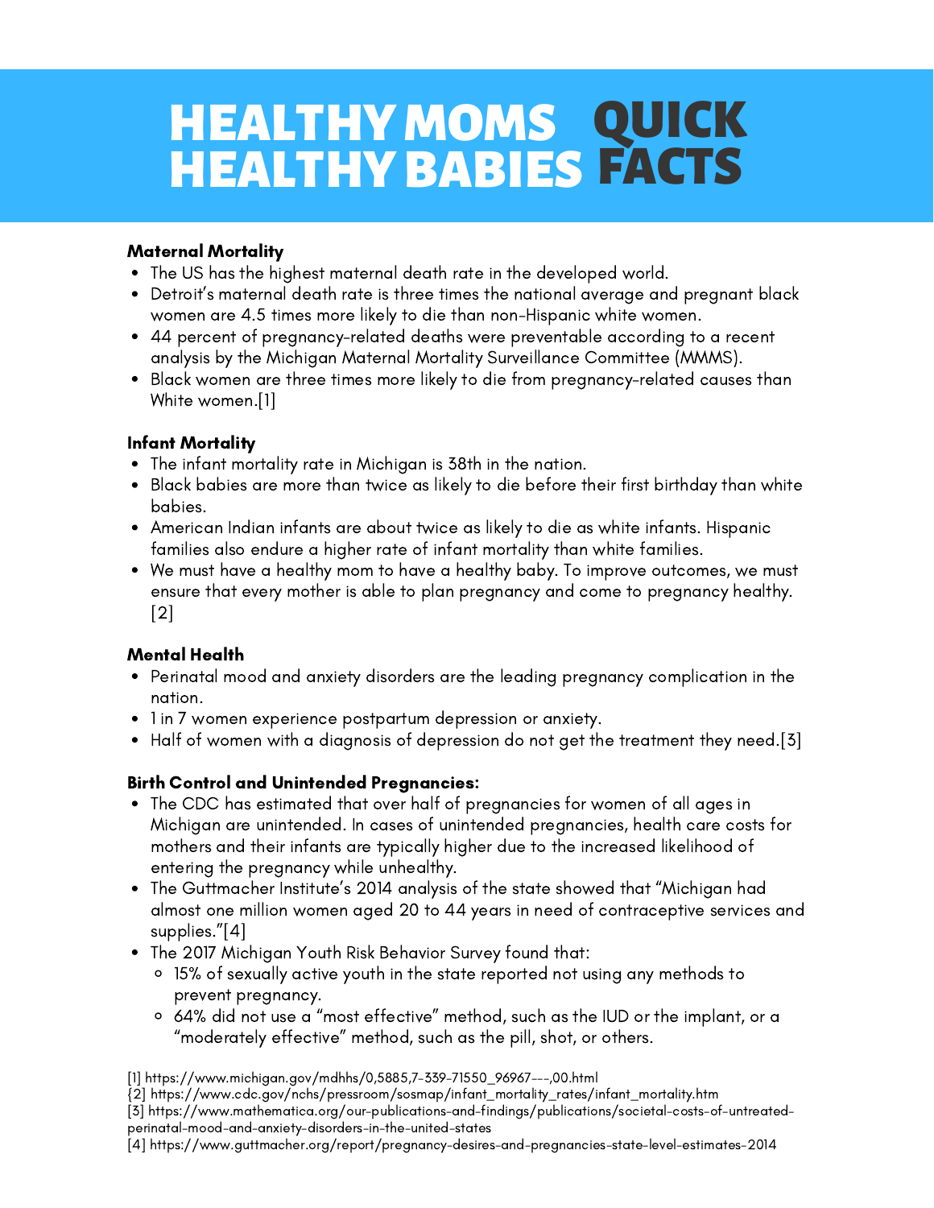# HEALTHY MOMS HEALTHY BABIES QUICK FACTS

**Maternal Mortality**

- The US has the highest maternal death rate in the developed world.
- Detroit's maternal death rate is three times the national average and pregnant black women are 4.5 times more likely to die than non-Hispanic white women.
- 44 percent of pregnancy-related deaths were preventable according to a recent analysis by the Michigan Maternal Mortality Surveillance Committee (MMMS).
- Black women are three times more likely to die from pregnancy-related causes than White women.[1]

**Infant Mortality**

- The infant mortality rate in Michigan is 38th in the nation.
- Black babies are more than twice as likely to die before their first birthday than white babies.
- American Indian infants are about twice as likely to die as white infants. Hispanic families also endure a higher rate of infant mortality than white families.
- We must have a healthy mom to have a healthy baby. To improve outcomes, we must ensure that every mother is able to plan pregnancy and come to pregnancy healthy.[2]

**Mental Health**

- Perinatal mood and anxiety disorders are the leading pregnancy complication in the nation.
- 1 in 7 women experience postpartum depression or anxiety.
- Half of women with a diagnosis of depression do not get the treatment they need.[3]

**Birth Control and Unintended Pregnancies:**

- The CDC has estimated that over half of pregnancies for women of all ages in Michigan are unintended. In cases of unintended pregnancies, health care costs for mothers and their infants are typically higher due to the increased likelihood of entering the pregnancy while unhealthy.
- The Guttmacher Institute's 2014 analysis of the state showed that "Michigan had almost one million women aged 20 to 44 years in need of contraceptive services and supplies."[4]
- The 2017 Michigan Youth Risk Behavior Survey found that:
  - 15% of sexually active youth in the state reported not using any methods to prevent pregnancy.
  - 64% did not use a "most effective" method, such as the IUD or the implant, or a "moderately effective" method, such as the pill, shot, or others.

[1] https://www.michigan.gov/mdhhs/0,5885,7-339-71550_96967---,00.html
{2] https://www.cdc.gov/nchs/pressroom/sosmap/infant_mortality_rates/infant_mortality.htm
[3] https://www.mathematica.org/our-publications-and-findings/publications/societal-costs-of-untreated-perinatal-mood-and-anxiety-disorders-in-the-united-states
[4] https://www.guttmacher.org/report/pregnancy-desires-and-pregnancies-state-level-estimates-2014